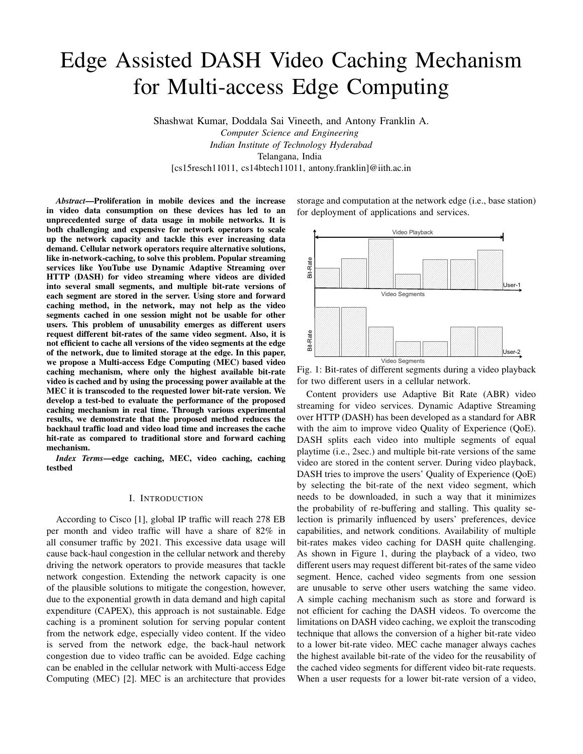# Edge Assisted DASH Video Caching Mechanism for Multi-access Edge Computing

Shashwat Kumar, Doddala Sai Vineeth, and Antony Franklin A.
*Computer Science and Engineering*
*Indian Institute of Technology Hyderabad*
Telangana, India
[cs15resch11011, cs14btech11011, antony.franklin]@iith.ac.in

***Abstract*—Proliferation in mobile devices and the increase in video data consumption on these devices has led to an unprecedented surge of data usage in mobile networks. It is both challenging and expensive for network operators to scale up the network capacity and tackle this ever increasing data demand. Cellular network operators require alternative solutions, like in-network-caching, to solve this problem. Popular streaming services like YouTube use Dynamic Adaptive Streaming over HTTP (DASH) for video streaming where videos are divided into several small segments, and multiple bit-rate versions of each segment are stored in the server. Using store and forward caching method, in the network, may not help as the video segments cached in one session might not be usable for other users. This problem of unusability emerges as different users request different bit-rates of the same video segment. Also, it is not efficient to cache all versions of the video segments at the edge of the network, due to limited storage at the edge. In this paper, we propose a Multi-access Edge Computing (MEC) based video caching mechanism, where only the highest available bit-rate video is cached and by using the processing power available at the MEC it is transcoded to the requested lower bit-rate version. We develop a test-bed to evaluate the performance of the proposed caching mechanism in real time. Through various experimental results, we demonstrate that the proposed method reduces the backhaul traffic load and video load time and increases the cache hit-rate as compared to traditional store and forward caching mechanism.**

***Index Terms*—edge caching, MEC, video caching, caching testbed**

## I. Introduction

According to Cisco [1], global IP traffic will reach 278 EB per month and video traffic will have a share of 82% in all consumer traffic by 2021. This excessive data usage will cause back-haul congestion in the cellular network and thereby driving the network operators to provide measures that tackle network congestion. Extending the network capacity is one of the plausible solutions to mitigate the congestion, however, due to the exponential growth in data demand and high capital expenditure (CAPEX), this approach is not sustainable. Edge caching is a prominent solution for serving popular content from the network edge, especially video content. If the video is served from the network edge, the back-haul network congestion due to video traffic can be avoided. Edge caching can be enabled in the cellular network with Multi-access Edge Computing (MEC) [2]. MEC is an architecture that provides storage and computation at the network edge (i.e., base station) for deployment of applications and services.

Fig. 1: Bit-rates of different segments during a video playback for two different users in a cellular network.

Content providers use Adaptive Bit Rate (ABR) video streaming for video services. Dynamic Adaptive Streaming over HTTP (DASH) has been developed as a standard for ABR with the aim to improve video Quality of Experience (QoE). DASH splits each video into multiple segments of equal playtime (i.e., 2sec.) and multiple bit-rate versions of the same video are stored in the content server. During video playback, DASH tries to improve the users' Quality of Experience (QoE) by selecting the bit-rate of the next video segment, which needs to be downloaded, in such a way that it minimizes the probability of re-buffering and stalling. This quality selection is primarily influenced by users' preferences, device capabilities, and network conditions. Availability of multiple bit-rates makes video caching for DASH quite challenging. As shown in Figure 1, during the playback of a video, two different users may request different bit-rates of the same video segment. Hence, cached video segments from one session are unusable to serve other users watching the same video. A simple caching mechanism such as store and forward is not efficient for caching the DASH videos. To overcome the limitations on DASH video caching, we exploit the transcoding technique that allows the conversion of a higher bit-rate video to a lower bit-rate video. MEC cache manager always caches the highest available bit-rate of the video for the reusability of the cached video segments for different video bit-rate requests. When a user requests for a lower bit-rate version of a video,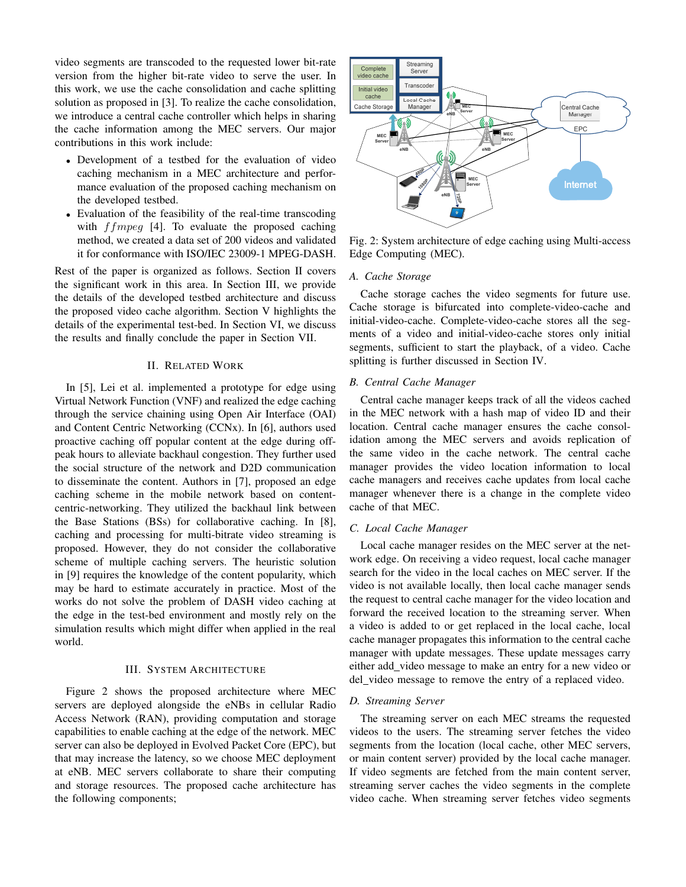video segments are transcoded to the requested lower bit-rate version from the higher bit-rate video to serve the user. In this work, we use the cache consolidation and cache splitting solution as proposed in [3]. To realize the cache consolidation, we introduce a central cache controller which helps in sharing the cache information among the MEC servers. Our major contributions in this work include:

- Development of a testbed for the evaluation of video caching mechanism in a MEC architecture and performance evaluation of the proposed caching mechanism on the developed testbed.
- Evaluation of the feasibility of the real-time transcoding with $ffmpeg$ [4]. To evaluate the proposed caching method, we created a data set of 200 videos and validated it for conformance with ISO/IEC 23009-1 MPEG-DASH.

Rest of the paper is organized as follows. Section II covers the significant work in this area. In Section III, we provide the details of the developed testbed architecture and discuss the proposed video cache algorithm. Section V highlights the details of the experimental test-bed. In Section VI, we discuss the results and finally conclude the paper in Section VII.

## II. Related Work

In [5], Lei et al. implemented a prototype for edge using Virtual Network Function (VNF) and realized the edge caching through the service chaining using Open Air Interface (OAI) and Content Centric Networking (CCNx). In [6], authors used proactive caching off popular content at the edge during off-peak hours to alleviate backhaul congestion. They further used the social structure of the network and D2D communication to disseminate the content. Authors in [7], proposed an edge caching scheme in the mobile network based on content-centric-networking. They utilized the backhaul link between the Base Stations (BSs) for collaborative caching. In [8], caching and processing for multi-bitrate video streaming is proposed. However, they do not consider the collaborative scheme of multiple caching servers. The heuristic solution in [9] requires the knowledge of the content popularity, which may be hard to estimate accurately in practice. Most of the works do not solve the problem of DASH video caching at the edge in the test-bed environment and mostly rely on the simulation results which might differ when applied in the real world.

## III. System Architecture

Figure 2 shows the proposed architecture where MEC servers are deployed alongside the eNBs in cellular Radio Access Network (RAN), providing computation and storage capabilities to enable caching at the edge of the network. MEC server can also be deployed in Evolved Packet Core (EPC), but that may increase the latency, so we choose MEC deployment at eNB. MEC servers collaborate to share their computing and storage resources. The proposed cache architecture has the following components;

Complete video cache
Initial video cache
Cache Storage
Streaming Server
Transcoder
Local Cache Manager
MEC Server
eNB
Central Cache Manager
EPC
Internet
480P
1080P
720P

Fig. 2: System architecture of edge caching using Multi-access Edge Computing (MEC).

### A. Cache Storage

Cache storage caches the video segments for future use. Cache storage is bifurcated into complete-video-cache and initial-video-cache. Complete-video-cache stores all the segments of a video and initial-video-cache stores only initial segments, sufficient to start the playback, of a video. Cache splitting is further discussed in Section IV.

### B. Central Cache Manager

Central cache manager keeps track of all the videos cached in the MEC network with a hash map of video ID and their location. Central cache manager ensures the cache consolidation among the MEC servers and avoids replication of the same video in the cache network. The central cache manager provides the video location information to local cache managers and receives cache updates from local cache manager whenever there is a change in the complete video cache of that MEC.

### C. Local Cache Manager

Local cache manager resides on the MEC server at the network edge. On receiving a video request, local cache manager search for the video in the local caches on MEC server. If the video is not available locally, then local cache manager sends the request to central cache manager for the video location and forward the received location to the streaming server. When a video is added to or get replaced in the local cache, local cache manager propagates this information to the central cache manager with update messages. These update messages carry either add_video message to make an entry for a new video or del_video message to remove the entry of a replaced video.

### D. Streaming Server

The streaming server on each MEC streams the requested videos to the users. The streaming server fetches the video segments from the location (local cache, other MEC servers, or main content server) provided by the local cache manager. If video segments are fetched from the main content server, streaming server caches the video segments in the complete video cache. When streaming server fetches video segments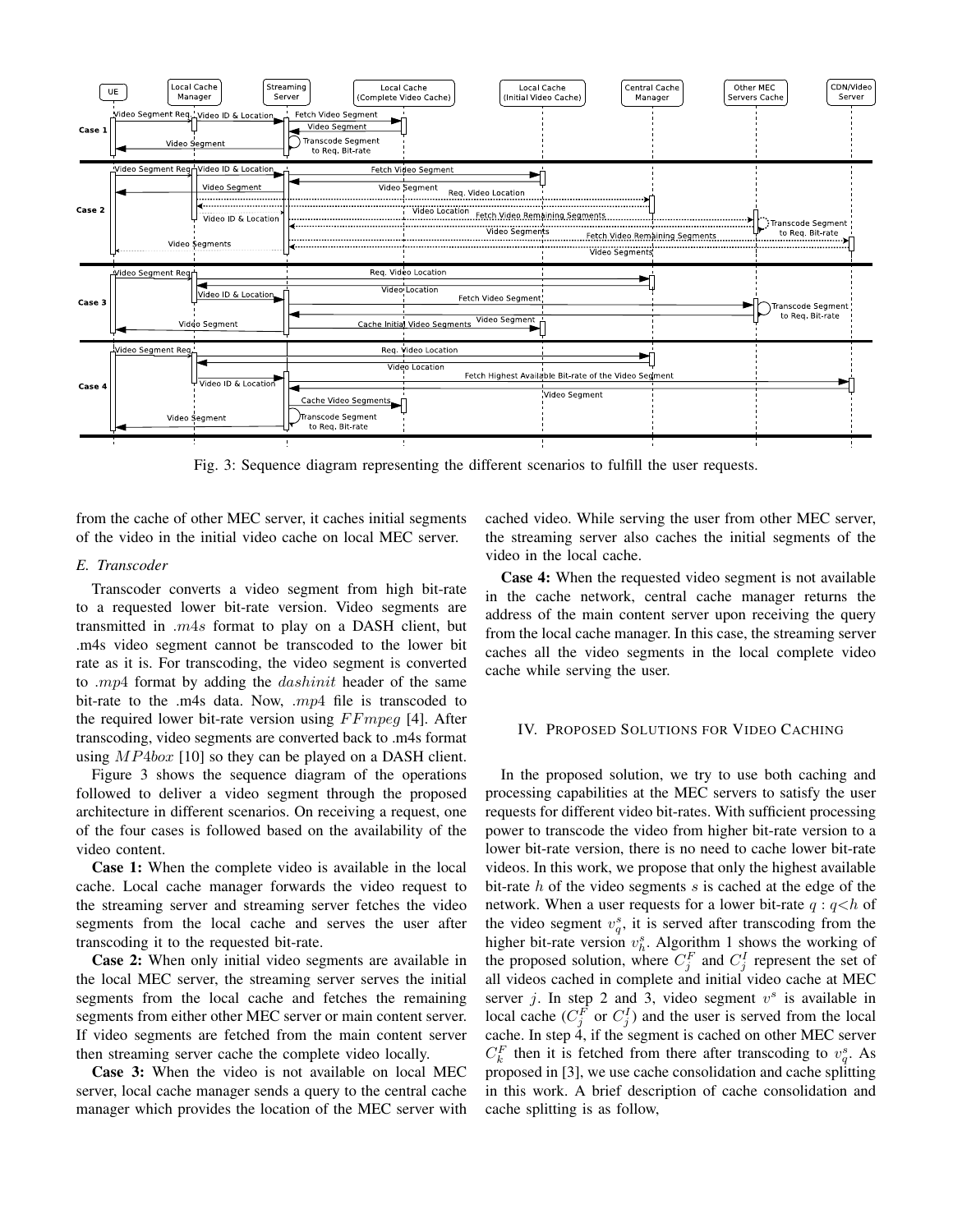Fig. 3: Sequence diagram representing the different scenarios to fulfill the user requests.

from the cache of other MEC server, it caches initial segments of the video in the initial video cache on local MEC server.

### E. Transcoder

Transcoder converts a video segment from high bit-rate to a requested lower bit-rate version. Video segments are transmitted in $.m4s$ format to play on a DASH client, but .m4s video segment cannot be transcoded to the lower bit rate as it is. For transcoding, the video segment is converted to $.mp4$ format by adding the $dashinit$ header of the same bit-rate to the .m4s data. Now, $.mp4$ file is transcoded to the required lower bit-rate version using $FFmpeg$ [4]. After transcoding, video segments are converted back to .m4s format using $MP4box$ [10] so they can be played on a DASH client.

Figure 3 shows the sequence diagram of the operations followed to deliver a video segment through the proposed architecture in different scenarios. On receiving a request, one of the four cases is followed based on the availability of the video content.

**Case 1:** When the complete video is available in the local cache. Local cache manager forwards the video request to the streaming server and streaming server fetches the video segments from the local cache and serves the user after transcoding it to the requested bit-rate.

**Case 2:** When only initial video segments are available in the local MEC server, the streaming server serves the initial segments from the local cache and fetches the remaining segments from either other MEC server or main content server. If video segments are fetched from the main content server then streaming server cache the complete video locally.

**Case 3:** When the video is not available on local MEC server, local cache manager sends a query to the central cache manager which provides the location of the MEC server with cached video. While serving the user from other MEC server, the streaming server also caches the initial segments of the video in the local cache.

**Case 4:** When the requested video segment is not available in the cache network, central cache manager returns the address of the main content server upon receiving the query from the local cache manager. In this case, the streaming server caches all the video segments in the local complete video cache while serving the user.

## IV. Proposed Solutions for Video Caching

In the proposed solution, we try to use both caching and processing capabilities at the MEC servers to satisfy the user requests for different video bit-rates. With sufficient processing power to transcode the video from higher bit-rate version to a lower bit-rate version, there is no need to cache lower bit-rate videos. In this work, we propose that only the highest available bit-rate $h$ of the video segments $s$ is cached at the edge of the network. When a user requests for a lower bit-rate $q : q<h$ of the video segment $v_q^s$, it is served after transcoding from the higher bit-rate version $v_h^s$. Algorithm 1 shows the working of the proposed solution, where $C_j^F$ and $C_j^I$ represent the set of all videos cached in complete and initial video cache at MEC server $j$. In step 2 and 3, video segment $v^s$ is available in local cache ($C_j^F$ or $C_j^I$) and the user is served from the local cache. In step 4, if the segment is cached on other MEC server $C_k^F$ then it is fetched from there after transcoding to $v_q^s$. As proposed in [3], we use cache consolidation and cache splitting in this work. A brief description of cache consolidation and cache splitting is as follow,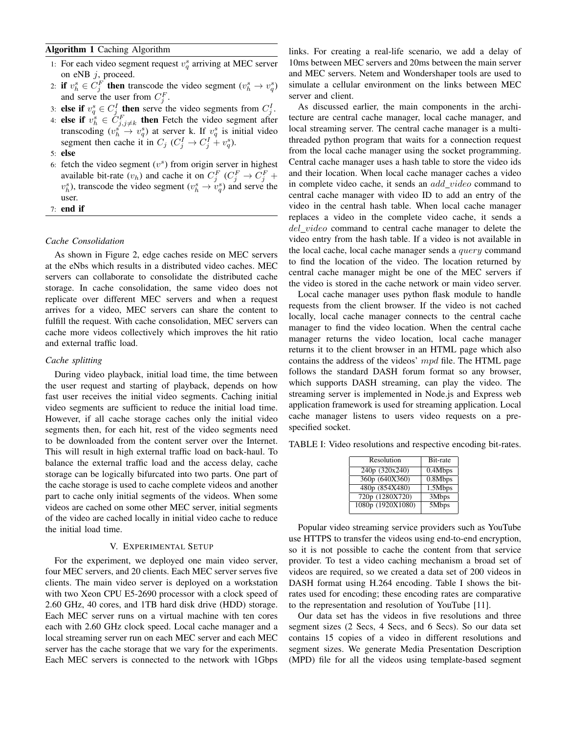**Algorithm 1** Caching Algorithm

1: For each video segment request $v_q^s$ arriving at MEC server on eNB $j$, proceed.
2: **if** $v_h^s \in C_j^F$ **then** transcode the video segment ($v_h^s \rightarrow v_q^s$) and serve the user from $C_j^F$.
3: **else if** $v_q^s \in C_j^I$ **then** serve the video segments from $C_j^I$.
4: **else if** $v_h^s \in C_{j,j \neq k}^F$ **then** Fetch the video segment after transcoding ($v_h^s \rightarrow v_q^s$) at server k. If $v_q^s$ is initial video segment then cache it in $C_j$ ($C_j^I \rightarrow C_j^I + v_q^s$).
5: **else**
6: fetch the video segment ($v^s$) from origin server in highest available bit-rate ($v_h$) and cache it on $C_j^F$ ($C_j^F \rightarrow C_j^F + v_h^s$), transcode the video segment ($v_h^s \rightarrow v_q^s$) and serve the user.
7: **end if**

### *Cache Consolidation*

As shown in Figure 2, edge caches reside on MEC servers at the eNbs which results in a distributed video caches. MEC servers can collaborate to consolidate the distributed cache storage. In cache consolidation, the same video does not replicate over different MEC servers and when a request arrives for a video, MEC servers can share the content to fulfill the request. With cache consolidation, MEC servers can cache more videos collectively which improves the hit ratio and external traffic load.

### *Cache splitting*

During video playback, initial load time, the time between the user request and starting of playback, depends on how fast user receives the initial video segments. Caching initial video segments are sufficient to reduce the initial load time. However, if all cache storage caches only the initial video segments then, for each hit, rest of the video segments need to be downloaded from the content server over the Internet. This will result in high external traffic load on back-haul. To balance the external traffic load and the access delay, cache storage can be logically bifurcated into two parts. One part of the cache storage is used to cache complete videos and another part to cache only initial segments of the videos. When some videos are cached on some other MEC server, initial segments of the video are cached locally in initial video cache to reduce the initial load time.

## V. Experimental Setup

For the experiment, we deployed one main video server, four MEC servers, and 20 clients. Each MEC server serves five clients. The main video server is deployed on a workstation with two Xeon CPU E5-2690 processor with a clock speed of 2.60 GHz, 40 cores, and 1TB hard disk drive (HDD) storage. Each MEC server runs on a virtual machine with ten cores each with 2.60 GHz clock speed. Local cache manager and a local streaming server run on each MEC server and each MEC server has the cache storage that we vary for the experiments. Each MEC servers is connected to the network with 1Gbps links. For creating a real-life scenario, we add a delay of 10ms between MEC servers and 20ms between the main server and MEC servers. Netem and Wondershaper tools are used to simulate a cellular environment on the links between MEC server and client.

As discussed earlier, the main components in the architecture are central cache manager, local cache manager, and local streaming server. The central cache manager is a multi-threaded python program that waits for a connection request from the local cache manager using the socket programming. Central cache manager uses a hash table to store the video ids and their location. When local cache manager caches a video in complete video cache, it sends an *add_video* command to central cache manager with video ID to add an entry of the video in the central hash table. When local cache manager replaces a video in the complete video cache, it sends a *del_video* command to central cache manager to delete the video entry from the hash table. If a video is not available in the local cache, local cache manager sends a *query* command to find the location of the video. The location returned by central cache manager might be one of the MEC servers if the video is stored in the cache network or main video server.

Local cache manager uses python flask module to handle requests from the client browser. If the video is not cached locally, local cache manager connects to the central cache manager to find the video location. When the central cache manager returns the video location, local cache manager returns it to the client browser in an HTML page which also contains the address of the videos' *mpd* file. The HTML page follows the standard DASH forum format so any browser, which supports DASH streaming, can play the video. The streaming server is implemented in Node.js and Express web application framework is used for streaming application. Local cache manager listens to users video requests on a pre-specified socket.

TABLE I: Video resolutions and respective encoding bit-rates.

| Resolution | Bit-rate |
|---|---|
| 240p (320x240) | 0.4Mbps |
| 360p (640X360) | 0.8Mbps |
| 480p (854X480) | 1.5Mbps |
| 720p (1280X720) | 3Mbps |
| 1080p (1920X1080) | 5Mbps |

Popular video streaming service providers such as YouTube use HTTPS to transfer the videos using end-to-end encryption, so it is not possible to cache the content from that service provider. To test a video caching mechanism a broad set of videos are required, so we created a data set of 200 videos in DASH format using H.264 encoding. Table I shows the bit-rates used for encoding; these encoding rates are comparative to the representation and resolution of YouTube [11].

Our data set has the videos in five resolutions and three segment sizes (2 Secs, 4 Secs, and 6 Secs). So our data set contains 15 copies of a video in different resolutions and segment sizes. We generate Media Presentation Description (MPD) file for all the videos using template-based segment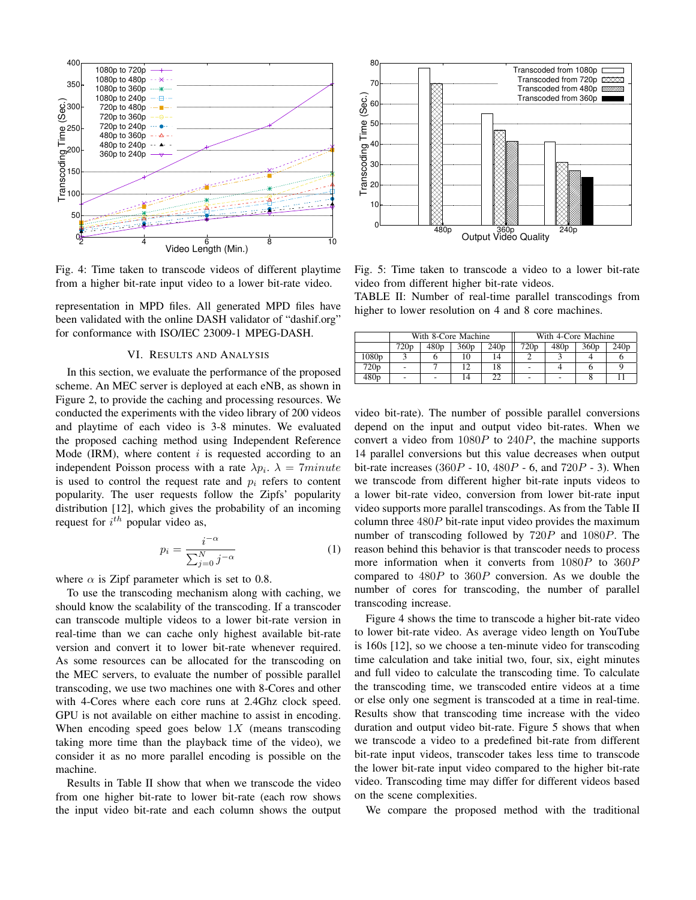Fig. 4: Time taken to transcode videos of different playtime from a higher bit-rate input video to a lower bit-rate video.

Fig. 5: Time taken to transcode a video to a lower bit-rate video from different higher bit-rate videos.

representation in MPD files. All generated MPD files have been validated with the online DASH validator of "dashif.org" for conformance with ISO/IEC 23009-1 MPEG-DASH.

## VI. Results and Analysis

In this section, we evaluate the performance of the proposed scheme. An MEC server is deployed at each eNB, as shown in Figure 2, to provide the caching and processing resources. We conducted the experiments with the video library of 200 videos and playtime of each video is 3-8 minutes. We evaluated the proposed caching method using Independent Reference Mode (IRM), where content $i$ is requested according to an independent Poisson process with a rate $\lambda p_i$. $\lambda = 7minute$ is used to control the request rate and $p_i$ refers to content popularity. The user requests follow the Zipfs' popularity distribution [12], which gives the probability of an incoming request for $i^{th}$ popular video as,

$$p_i = \frac{i^{-\alpha}}{\sum_{j=0}^{N} j^{-\alpha}} \tag{1}$$

where $\alpha$ is Zipf parameter which is set to 0.8.

To use the transcoding mechanism along with caching, we should know the scalability of the transcoding. If a transcoder can transcode multiple videos to a lower bit-rate version in real-time than we can cache only highest available bit-rate version and convert it to lower bit-rate whenever required. As some resources can be allocated for the transcoding on the MEC servers, to evaluate the number of possible parallel transcoding, we use two machines one with 8-Cores and other with 4-Cores where each core runs at 2.4Ghz clock speed. GPU is not available on either machine to assist in encoding. When encoding speed goes below $1X$ (means transcoding taking more time than the playback time of the video), we consider it as no more parallel encoding is possible on the machine.

Results in Table II show that when we transcode the video from one higher bit-rate to lower bit-rate (each row shows the input video bit-rate and each column shows the output video bit-rate). The number of possible parallel conversions depend on the input and output video bit-rates. When we convert a video from $1080P$ to $240P$, the machine supports 14 parallel conversions but this value decreases when output bit-rate increases ($360P$ - 10, $480P$ - 6, and $720P$ - 3). When we transcode from different higher bit-rate inputs videos to a lower bit-rate video, conversion from lower bit-rate input video supports more parallel transcodings. As from the Table II column three $480P$ bit-rate input video provides the maximum number of transcoding followed by $720P$ and $1080P$. The reason behind this behavior is that transcoder needs to process more information when it converts from $1080P$ to $360P$ compared to $480P$ to $360P$ conversion. As we double the number of cores for transcoding, the number of parallel transcoding increase.

TABLE II: Number of real-time parallel transcodings from higher to lower resolution on 4 and 8 core machines.

| | With 8-Core Machine | | | | With 4-Core Machine | | | |
|---|---|---|---|---|---|---|---|---|
| | 720p | 480p | 360p | 240p | 720p | 480p | 360p | 240p |
| 1080p | 3 | 6 | 10 | 14 | 2 | 3 | 4 | 6 |
| 720p | - | 7 | 12 | 18 | - | 4 | 6 | 9 |
| 480p | - | - | 14 | 22 | - | - | 8 | 11 |

Figure 4 shows the time to transcode a higher bit-rate video to lower bit-rate video. As average video length on YouTube is 160s [12], so we choose a ten-minute video for transcoding time calculation and take initial two, four, six, eight minutes and full video to calculate the transcoding time. To calculate the transcoding time, we transcoded entire videos at a time or else only one segment is transcoded at a time in real-time. Results show that transcoding time increase with the video duration and output video bit-rate. Figure 5 shows that when we transcode a video to a predefined bit-rate from different bit-rate input videos, transcoder takes less time to transcode the lower bit-rate input video compared to the higher bit-rate video. Transcoding time may differ for different videos based on the scene complexities.

We compare the proposed method with the traditional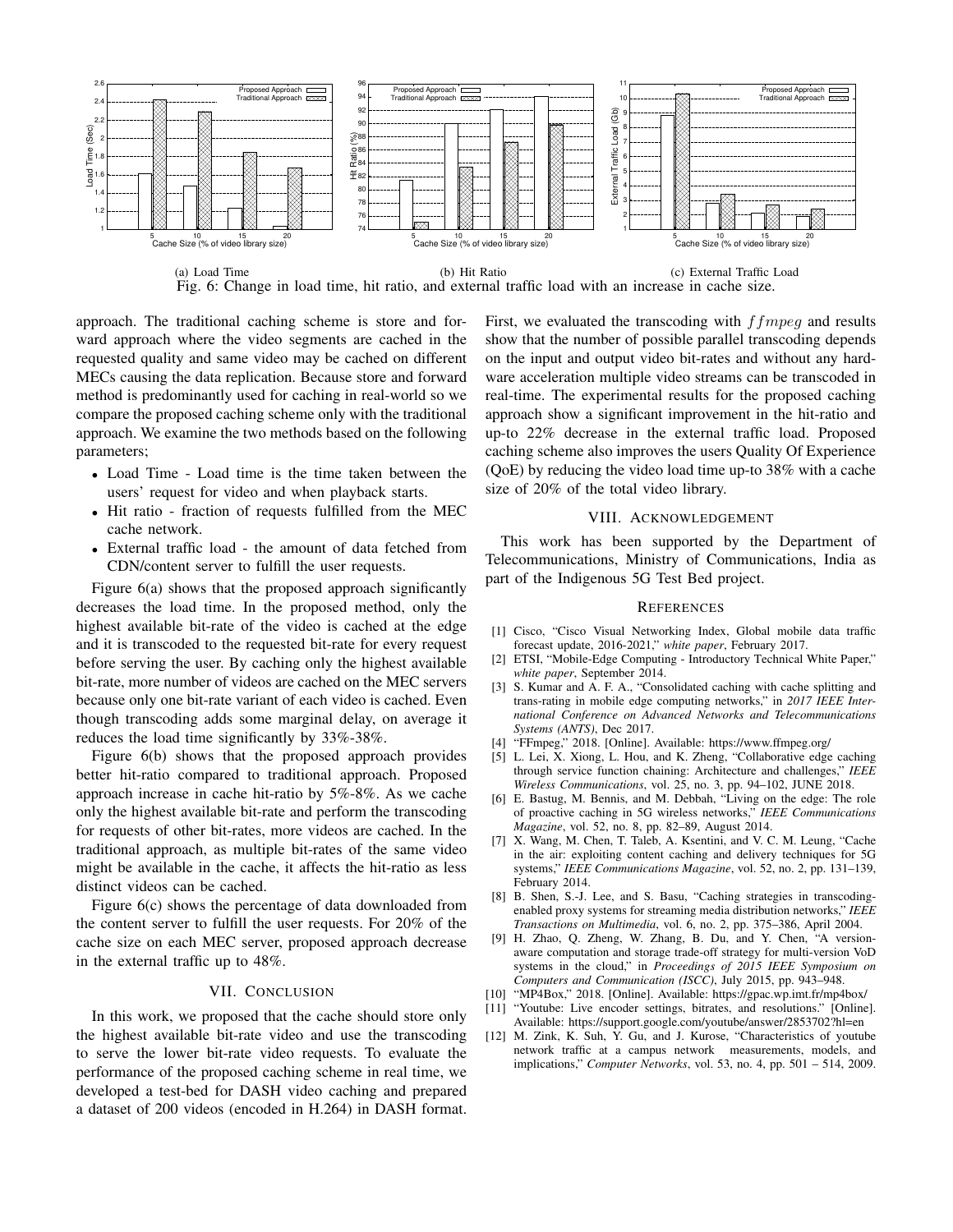Proposed Approach
Traditional Approach

2.6
2.4
2.2
2
1.8
1.6
1.4
1.2
1

Load Time (Sec)

5 10 15 20

Cache Size (% of video library size)

(a) Load Time

Proposed Approach
Traditional Approach

96
94
92
90
88
86
84
82
80
78
76
74

Hit Ratio (%)

5 10 15 20

Cache Size (% of video library size)

(b) Hit Ratio

Proposed Approach
Traditional Approach

11
10
9
8
7
6
5
4
3
2
1

External Traffic Load (Gb)

5 10 15 20

Cache Size (% of video library size)

(c) External Traffic Load

Fig. 6: Change in load time, hit ratio, and external traffic load with an increase in cache size.

approach. The traditional caching scheme is store and forward approach where the video segments are cached in the requested quality and same video may be cached on different MECs causing the data replication. Because store and forward method is predominantly used for caching in real-world so we compare the proposed caching scheme only with the traditional approach. We examine the two methods based on the following parameters;

- Load Time - Load time is the time taken between the users' request for video and when playback starts.
- Hit ratio - fraction of requests fulfilled from the MEC cache network.
- External traffic load - the amount of data fetched from CDN/content server to fulfill the user requests.

Figure 6(a) shows that the proposed approach significantly decreases the load time. In the proposed method, only the highest available bit-rate of the video is cached at the edge and it is transcoded to the requested bit-rate for every request before serving the user. By caching only the highest available bit-rate, more number of videos are cached on the MEC servers because only one bit-rate variant of each video is cached. Even though transcoding adds some marginal delay, on average it reduces the load time significantly by 33%-38%.

Figure 6(b) shows that the proposed approach provides better hit-ratio compared to traditional approach. Proposed approach increase in cache hit-ratio by 5%-8%. As we cache only the highest available bit-rate and perform the transcoding for requests of other bit-rates, more videos are cached. In the traditional approach, as multiple bit-rates of the same video might be available in the cache, it affects the hit-ratio as less distinct videos can be cached.

Figure 6(c) shows the percentage of data downloaded from the content server to fulfill the user requests. For 20% of the cache size on each MEC server, proposed approach decrease in the external traffic up to 48%.

## VII. Conclusion

In this work, we proposed that the cache should store only the highest available bit-rate video and use the transcoding to serve the lower bit-rate video requests. To evaluate the performance of the proposed caching scheme in real time, we developed a test-bed for DASH video caching and prepared a dataset of 200 videos (encoded in H.264) in DASH format. First, we evaluated the transcoding with $ffmpeg$ and results show that the number of possible parallel transcoding depends on the input and output video bit-rates and without any hardware acceleration multiple video streams can be transcoded in real-time. The experimental results for the proposed caching approach show a significant improvement in the hit-ratio and up-to 22% decrease in the external traffic load. Proposed caching scheme also improves the users Quality Of Experience (QoE) by reducing the video load time up-to 38% with a cache size of 20% of the total video library.

## VIII. Acknowledgement

This work has been supported by the Department of Telecommunications, Ministry of Communications, India as part of the Indigenous 5G Test Bed project.

## References

[1] Cisco, "Cisco Visual Networking Index, Global mobile data traffic forecast update, 2016-2021," *white paper*, February 2017.

[2] ETSI, "Mobile-Edge Computing - Introductory Technical White Paper," *white paper*, September 2014.

[3] S. Kumar and A. F. A., "Consolidated caching with cache splitting and trans-rating in mobile edge computing networks," in *2017 IEEE International Conference on Advanced Networks and Telecommunications Systems (ANTS)*, Dec 2017.

[4] "FFmpeg," 2018. [Online]. Available: https://www.ffmpeg.org/

[5] L. Lei, X. Xiong, L. Hou, and K. Zheng, "Collaborative edge caching through service function chaining: Architecture and challenges," *IEEE Wireless Communications*, vol. 25, no. 3, pp. 94–102, JUNE 2018.

[6] E. Bastug, M. Bennis, and M. Debbah, "Living on the edge: The role of proactive caching in 5G wireless networks," *IEEE Communications Magazine*, vol. 52, no. 8, pp. 82–89, August 2014.

[7] X. Wang, M. Chen, T. Taleb, A. Ksentini, and V. C. M. Leung, "Cache in the air: exploiting content caching and delivery techniques for 5G systems," *IEEE Communications Magazine*, vol. 52, no. 2, pp. 131–139, February 2014.

[8] B. Shen, S.-J. Lee, and S. Basu, "Caching strategies in transcoding-enabled proxy systems for streaming media distribution networks," *IEEE Transactions on Multimedia*, vol. 6, no. 2, pp. 375–386, April 2004.

[9] H. Zhao, Q. Zheng, W. Zhang, B. Du, and Y. Chen, "A version-aware computation and storage trade-off strategy for multi-version VoD systems in the cloud," in *Proceedings of 2015 IEEE Symposium on Computers and Communication (ISCC)*, July 2015, pp. 943–948.

[10] "MP4Box," 2018. [Online]. Available: https://gpac.wp.imt.fr/mp4box/

[11] "Youtube: Live encoder settings, bitrates, and resolutions." [Online]. Available: https://support.google.com/youtube/answer/2853702?hl=en

[12] M. Zink, K. Suh, Y. Gu, and J. Kurose, "Characteristics of youtube network traffic at a campus network measurements, models, and implications," *Computer Networks*, vol. 53, no. 4, pp. 501 – 514, 2009.